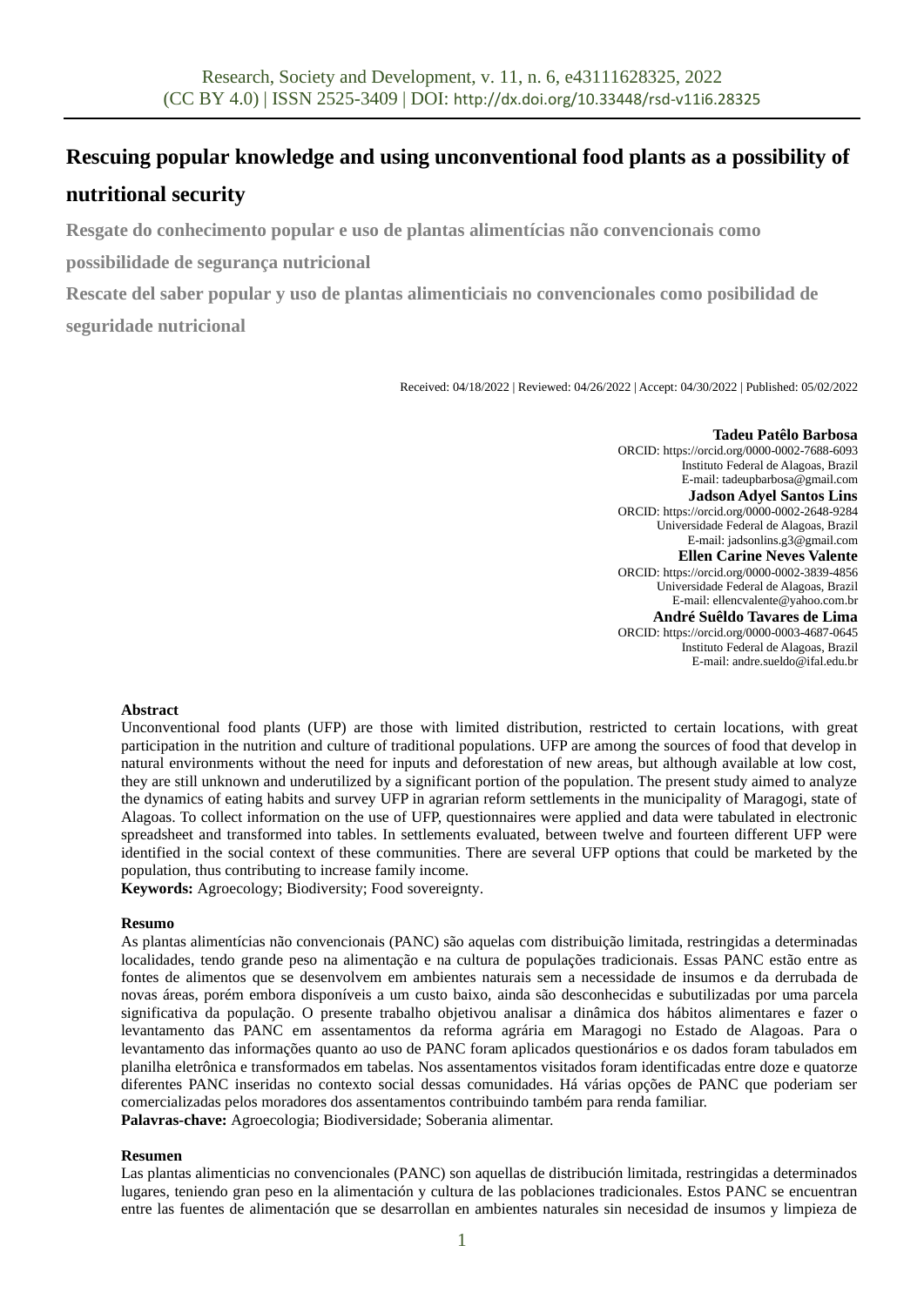# Rescuing popular knowledge and using unconventional food plants as a possibility of nutritional security

**Resgate do conhecimento popular e uso de plantas alimentícias não convencionais como possibilidade de segurança nutricional**

**Rescate del saber popular y uso de plantas alimenticiais no convencionales como posibilidad de seguridade nutricional**

Received: 04/18/2022 | Reviewed: 04/26/2022 | Accept: 04/30/2022 | Published: 05/02/2022

**Tadeu Patêlo Barbosa**
ORCID: https://orcid.org/0000-0002-7688-6093
Instituto Federal de Alagoas, Brazil
E-mail: tadeupbarbosa@gmail.com

**Jadson Adyel Santos Lins**
ORCID: https://orcid.org/0000-0002-2648-9284
Universidade Federal de Alagoas, Brazil
E-mail: jadsonlins.g3@gmail.com

**Ellen Carine Neves Valente**
ORCID: https://orcid.org/0000-0002-3839-4856
Universidade Federal de Alagoas, Brazil
E-mail: ellencvalente@yahoo.com.br

**André Suêldo Tavares de Lima**
ORCID: https://orcid.org/0000-0003-4687-0645
Instituto Federal de Alagoas, Brazil
E-mail: andre.sueldo@ifal.edu.br

**Abstract**

Unconventional food plants (UFP) are those with limited distribution, restricted to certain locations, with great participation in the nutrition and culture of traditional populations. UFP are among the sources of food that develop in natural environments without the need for inputs and deforestation of new areas, but although available at low cost, they are still unknown and underutilized by a significant portion of the population. The present study aimed to analyze the dynamics of eating habits and survey UFP in agrarian reform settlements in the municipality of Maragogi, state of Alagoas. To collect information on the use of UFP, questionnaires were applied and data were tabulated in electronic spreadsheet and transformed into tables. In settlements evaluated, between twelve and fourteen different UFP were identified in the social context of these communities. There are several UFP options that could be marketed by the population, thus contributing to increase family income.

**Keywords:** Agroecology; Biodiversity; Food sovereignty.

**Resumo**

As plantas alimentícias não convencionais (PANC) são aquelas com distribuição limitada, restringidas a determinadas localidades, tendo grande peso na alimentação e na cultura de populações tradicionais. Essas PANC estão entre as fontes de alimentos que se desenvolvem em ambientes naturais sem a necessidade de insumos e da derrubada de novas áreas, porém embora disponíveis a um custo baixo, ainda são desconhecidas e subutilizadas por uma parcela significativa da população. O presente trabalho objetivou analisar a dinâmica dos hábitos alimentares e fazer o levantamento das PANC em assentamentos da reforma agrária em Maragogi no Estado de Alagoas. Para o levantamento das informações quanto ao uso de PANC foram aplicados questionários e os dados foram tabulados em planilha eletrônica e transformados em tabelas. Nos assentamentos visitados foram identificadas entre doze e quatorze diferentes PANC inseridas no contexto social dessas comunidades. Há várias opções de PANC que poderiam ser comercializadas pelos moradores dos assentamentos contribuindo também para renda familiar.

**Palavras-chave:** Agroecologia; Biodiversidade; Soberania alimentar.

**Resumen**

Las plantas alimenticias no convencionales (PANC) son aquellas de distribución limitada, restringidas a determinados lugares, teniendo gran peso en la alimentación y cultura de las poblaciones tradicionales. Estos PANC se encuentran entre las fuentes de alimentación que se desarrollan en ambientes naturales sin necesidad de insumos y limpieza de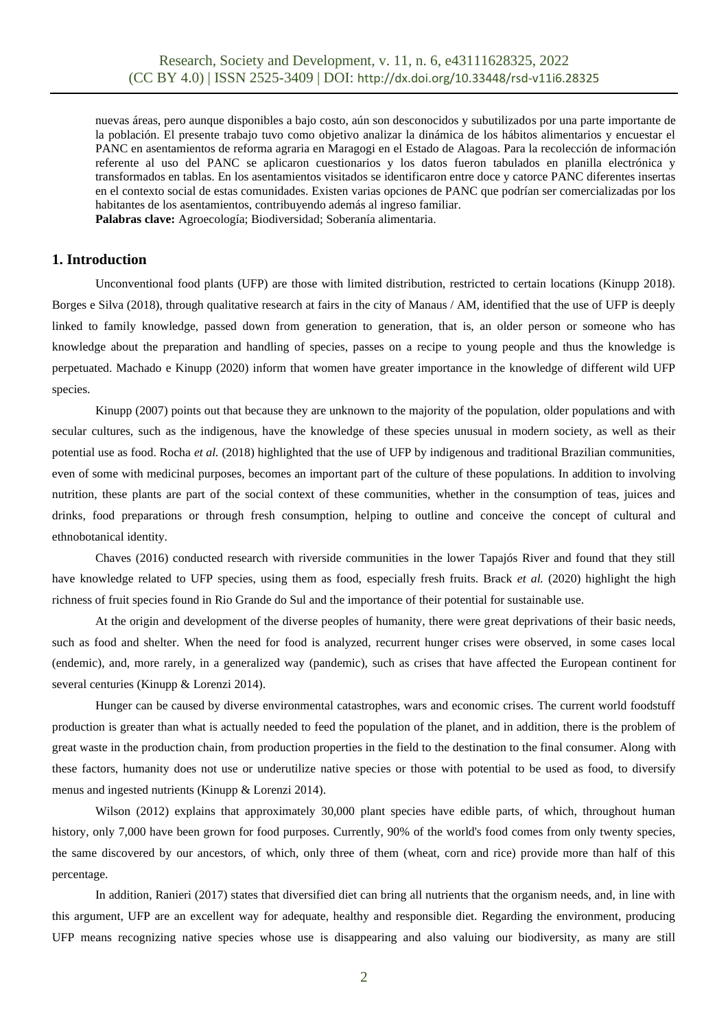nuevas áreas, pero aunque disponibles a bajo costo, aún son desconocidos y subutilizados por una parte importante de la población. El presente trabajo tuvo como objetivo analizar la dinámica de los hábitos alimentarios y encuestar el PANC en asentamientos de reforma agraria en Maragogi en el Estado de Alagoas. Para la recolección de información referente al uso del PANC se aplicaron cuestionarios y los datos fueron tabulados en planilla electrónica y transformados en tablas. En los asentamientos visitados se identificaron entre doce y catorce PANC diferentes insertas en el contexto social de estas comunidades. Existen varias opciones de PANC que podrían ser comercializadas por los habitantes de los asentamientos, contribuyendo además al ingreso familiar.

**Palabras clave:** Agroecología; Biodiversidad; Soberanía alimentaria.

## 1. Introduction

Unconventional food plants (UFP) are those with limited distribution, restricted to certain locations (Kinupp 2018). Borges e Silva (2018), through qualitative research at fairs in the city of Manaus / AM, identified that the use of UFP is deeply linked to family knowledge, passed down from generation to generation, that is, an older person or someone who has knowledge about the preparation and handling of species, passes on a recipe to young people and thus the knowledge is perpetuated. Machado e Kinupp (2020) inform that women have greater importance in the knowledge of different wild UFP species.

Kinupp (2007) points out that because they are unknown to the majority of the population, older populations and with secular cultures, such as the indigenous, have the knowledge of these species unusual in modern society, as well as their potential use as food. Rocha *et al.* (2018) highlighted that the use of UFP by indigenous and traditional Brazilian communities, even of some with medicinal purposes, becomes an important part of the culture of these populations. In addition to involving nutrition, these plants are part of the social context of these communities, whether in the consumption of teas, juices and drinks, food preparations or through fresh consumption, helping to outline and conceive the concept of cultural and ethnobotanical identity.

Chaves (2016) conducted research with riverside communities in the lower Tapajós River and found that they still have knowledge related to UFP species, using them as food, especially fresh fruits. Brack *et al.* (2020) highlight the high richness of fruit species found in Rio Grande do Sul and the importance of their potential for sustainable use.

At the origin and development of the diverse peoples of humanity, there were great deprivations of their basic needs, such as food and shelter. When the need for food is analyzed, recurrent hunger crises were observed, in some cases local (endemic), and, more rarely, in a generalized way (pandemic), such as crises that have affected the European continent for several centuries (Kinupp & Lorenzi 2014).

Hunger can be caused by diverse environmental catastrophes, wars and economic crises. The current world foodstuff production is greater than what is actually needed to feed the population of the planet, and in addition, there is the problem of great waste in the production chain, from production properties in the field to the destination to the final consumer. Along with these factors, humanity does not use or underutilize native species or those with potential to be used as food, to diversify menus and ingested nutrients (Kinupp & Lorenzi 2014).

Wilson (2012) explains that approximately 30,000 plant species have edible parts, of which, throughout human history, only 7,000 have been grown for food purposes. Currently, 90% of the world's food comes from only twenty species, the same discovered by our ancestors, of which, only three of them (wheat, corn and rice) provide more than half of this percentage.

In addition, Ranieri (2017) states that diversified diet can bring all nutrients that the organism needs, and, in line with this argument, UFP are an excellent way for adequate, healthy and responsible diet. Regarding the environment, producing UFP means recognizing native species whose use is disappearing and also valuing our biodiversity, as many are still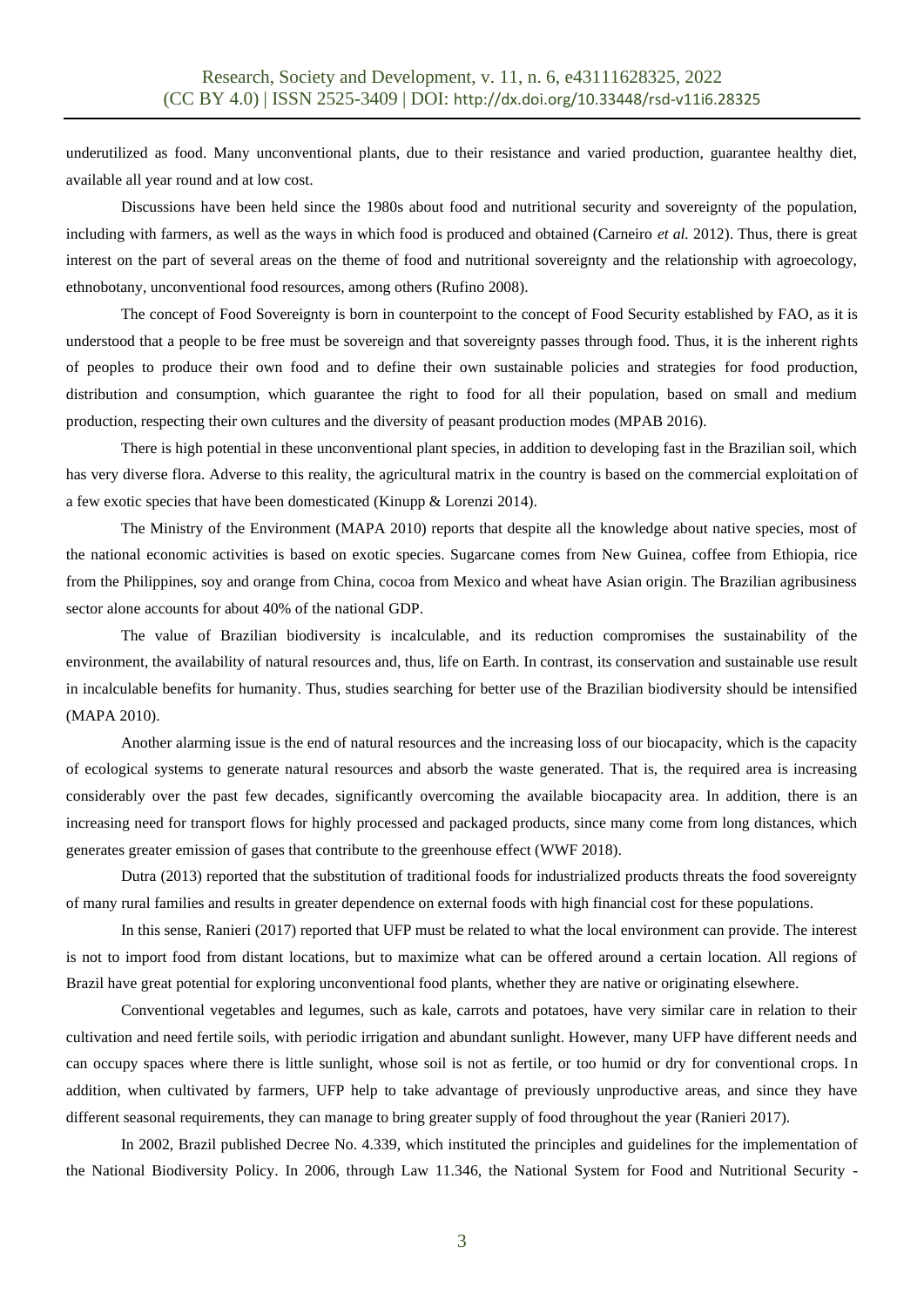underutilized as food. Many unconventional plants, due to their resistance and varied production, guarantee healthy diet, available all year round and at low cost.

Discussions have been held since the 1980s about food and nutritional security and sovereignty of the population, including with farmers, as well as the ways in which food is produced and obtained (Carneiro *et al.* 2012). Thus, there is great interest on the part of several areas on the theme of food and nutritional sovereignty and the relationship with agroecology, ethnobotany, unconventional food resources, among others (Rufino 2008).

The concept of Food Sovereignty is born in counterpoint to the concept of Food Security established by FAO, as it is understood that a people to be free must be sovereign and that sovereignty passes through food. Thus, it is the inherent rights of peoples to produce their own food and to define their own sustainable policies and strategies for food production, distribution and consumption, which guarantee the right to food for all their population, based on small and medium production, respecting their own cultures and the diversity of peasant production modes (MPAB 2016).

There is high potential in these unconventional plant species, in addition to developing fast in the Brazilian soil, which has very diverse flora. Adverse to this reality, the agricultural matrix in the country is based on the commercial exploitation of a few exotic species that have been domesticated (Kinupp & Lorenzi 2014).

The Ministry of the Environment (MAPA 2010) reports that despite all the knowledge about native species, most of the national economic activities is based on exotic species. Sugarcane comes from New Guinea, coffee from Ethiopia, rice from the Philippines, soy and orange from China, cocoa from Mexico and wheat have Asian origin. The Brazilian agribusiness sector alone accounts for about 40% of the national GDP.

The value of Brazilian biodiversity is incalculable, and its reduction compromises the sustainability of the environment, the availability of natural resources and, thus, life on Earth. In contrast, its conservation and sustainable use result in incalculable benefits for humanity. Thus, studies searching for better use of the Brazilian biodiversity should be intensified (MAPA 2010).

Another alarming issue is the end of natural resources and the increasing loss of our biocapacity, which is the capacity of ecological systems to generate natural resources and absorb the waste generated. That is, the required area is increasing considerably over the past few decades, significantly overcoming the available biocapacity area. In addition, there is an increasing need for transport flows for highly processed and packaged products, since many come from long distances, which generates greater emission of gases that contribute to the greenhouse effect (WWF 2018).

Dutra (2013) reported that the substitution of traditional foods for industrialized products threats the food sovereignty of many rural families and results in greater dependence on external foods with high financial cost for these populations.

In this sense, Ranieri (2017) reported that UFP must be related to what the local environment can provide. The interest is not to import food from distant locations, but to maximize what can be offered around a certain location. All regions of Brazil have great potential for exploring unconventional food plants, whether they are native or originating elsewhere.

Conventional vegetables and legumes, such as kale, carrots and potatoes, have very similar care in relation to their cultivation and need fertile soils, with periodic irrigation and abundant sunlight. However, many UFP have different needs and can occupy spaces where there is little sunlight, whose soil is not as fertile, or too humid or dry for conventional crops. In addition, when cultivated by farmers, UFP help to take advantage of previously unproductive areas, and since they have different seasonal requirements, they can manage to bring greater supply of food throughout the year (Ranieri 2017).

In 2002, Brazil published Decree No. 4.339, which instituted the principles and guidelines for the implementation of the National Biodiversity Policy. In 2006, through Law 11.346, the National System for Food and Nutritional Security -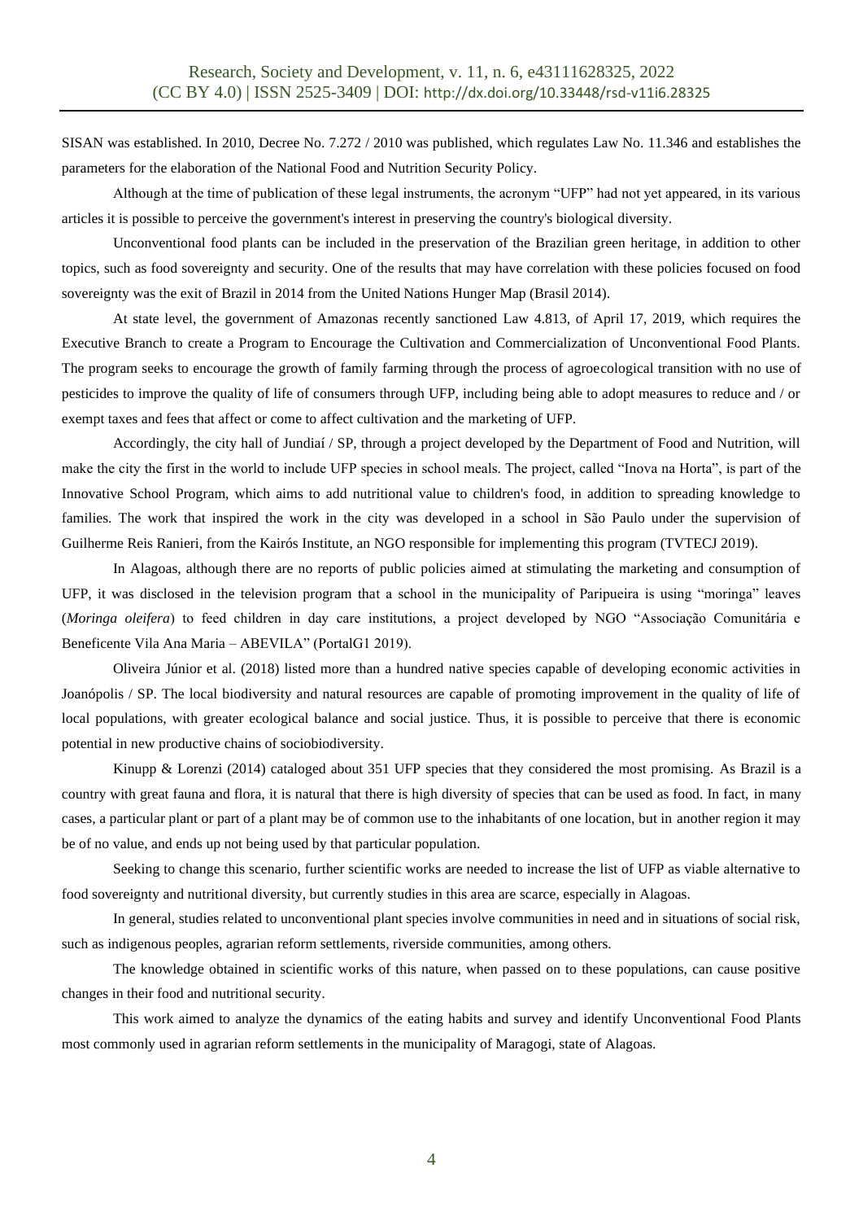SISAN was established. In 2010, Decree No. 7.272 / 2010 was published, which regulates Law No. 11.346 and establishes the parameters for the elaboration of the National Food and Nutrition Security Policy.

Although at the time of publication of these legal instruments, the acronym “UFP” had not yet appeared, in its various articles it is possible to perceive the government's interest in preserving the country's biological diversity.

Unconventional food plants can be included in the preservation of the Brazilian green heritage, in addition to other topics, such as food sovereignty and security. One of the results that may have correlation with these policies focused on food sovereignty was the exit of Brazil in 2014 from the United Nations Hunger Map (Brasil 2014).

At state level, the government of Amazonas recently sanctioned Law 4.813, of April 17, 2019, which requires the Executive Branch to create a Program to Encourage the Cultivation and Commercialization of Unconventional Food Plants. The program seeks to encourage the growth of family farming through the process of agroecological transition with no use of pesticides to improve the quality of life of consumers through UFP, including being able to adopt measures to reduce and / or exempt taxes and fees that affect or come to affect cultivation and the marketing of UFP.

Accordingly, the city hall of Jundiaí / SP, through a project developed by the Department of Food and Nutrition, will make the city the first in the world to include UFP species in school meals. The project, called “Inova na Horta”, is part of the Innovative School Program, which aims to add nutritional value to children's food, in addition to spreading knowledge to families. The work that inspired the work in the city was developed in a school in São Paulo under the supervision of Guilherme Reis Ranieri, from the Kairós Institute, an NGO responsible for implementing this program (TVTECJ 2019).

In Alagoas, although there are no reports of public policies aimed at stimulating the marketing and consumption of UFP, it was disclosed in the television program that a school in the municipality of Paripueira is using “moringa” leaves (*Moringa oleifera*) to feed children in day care institutions, a project developed by NGO “Associação Comunitária e Beneficente Vila Ana Maria – ABEVILA” (PortalG1 2019).

Oliveira Júnior et al. (2018) listed more than a hundred native species capable of developing economic activities in Joanópolis / SP. The local biodiversity and natural resources are capable of promoting improvement in the quality of life of local populations, with greater ecological balance and social justice. Thus, it is possible to perceive that there is economic potential in new productive chains of sociobiodiversity.

Kinupp & Lorenzi (2014) cataloged about 351 UFP species that they considered the most promising. As Brazil is a country with great fauna and flora, it is natural that there is high diversity of species that can be used as food. In fact, in many cases, a particular plant or part of a plant may be of common use to the inhabitants of one location, but in another region it may be of no value, and ends up not being used by that particular population.

Seeking to change this scenario, further scientific works are needed to increase the list of UFP as viable alternative to food sovereignty and nutritional diversity, but currently studies in this area are scarce, especially in Alagoas.

In general, studies related to unconventional plant species involve communities in need and in situations of social risk, such as indigenous peoples, agrarian reform settlements, riverside communities, among others.

The knowledge obtained in scientific works of this nature, when passed on to these populations, can cause positive changes in their food and nutritional security.

This work aimed to analyze the dynamics of the eating habits and survey and identify Unconventional Food Plants most commonly used in agrarian reform settlements in the municipality of Maragogi, state of Alagoas.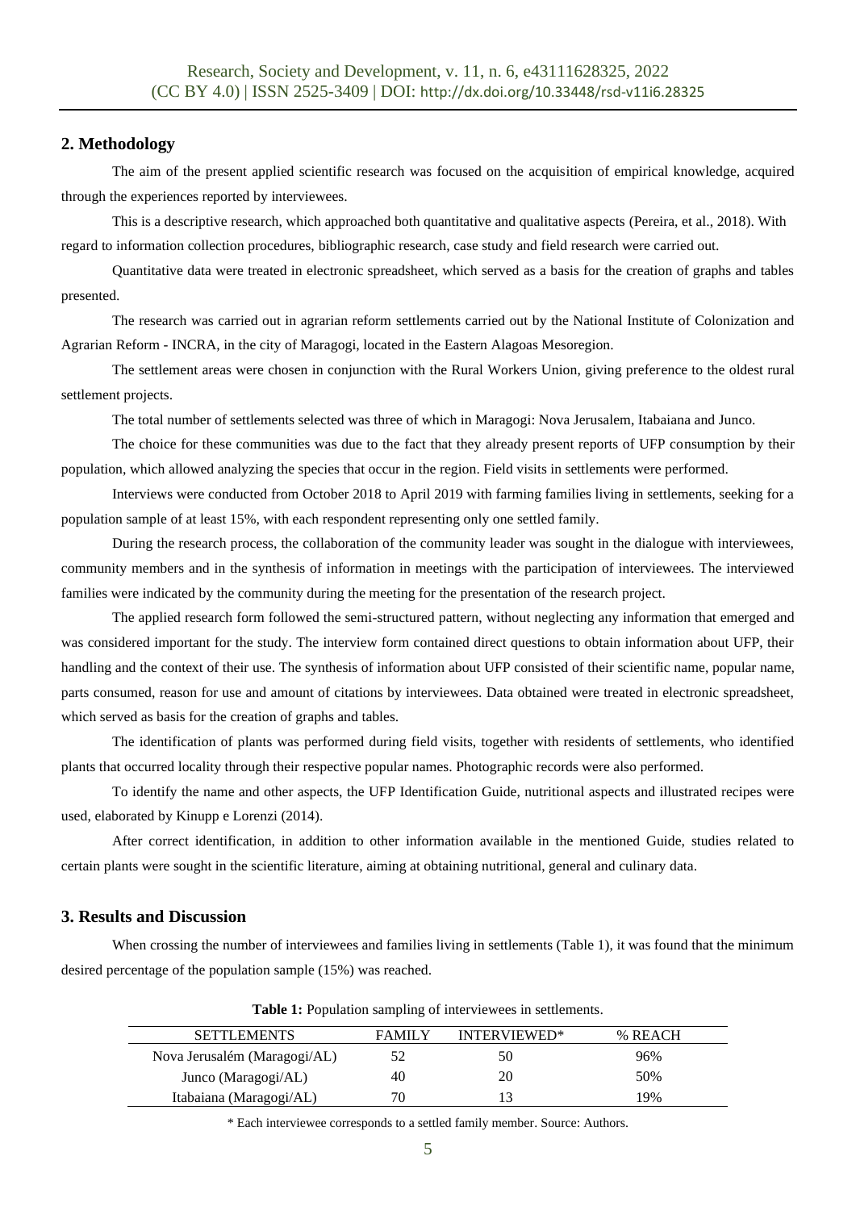## 2. Methodology

The aim of the present applied scientific research was focused on the acquisition of empirical knowledge, acquired through the experiences reported by interviewees.

This is a descriptive research, which approached both quantitative and qualitative aspects (Pereira, et al., 2018). With regard to information collection procedures, bibliographic research, case study and field research were carried out.

Quantitative data were treated in electronic spreadsheet, which served as a basis for the creation of graphs and tables presented.

The research was carried out in agrarian reform settlements carried out by the National Institute of Colonization and Agrarian Reform - INCRA, in the city of Maragogi, located in the Eastern Alagoas Mesoregion.

The settlement areas were chosen in conjunction with the Rural Workers Union, giving preference to the oldest rural settlement projects.

The total number of settlements selected was three of which in Maragogi: Nova Jerusalem, Itabaiana and Junco.

The choice for these communities was due to the fact that they already present reports of UFP consumption by their population, which allowed analyzing the species that occur in the region. Field visits in settlements were performed.

Interviews were conducted from October 2018 to April 2019 with farming families living in settlements, seeking for a population sample of at least 15%, with each respondent representing only one settled family.

During the research process, the collaboration of the community leader was sought in the dialogue with interviewees, community members and in the synthesis of information in meetings with the participation of interviewees. The interviewed families were indicated by the community during the meeting for the presentation of the research project.

The applied research form followed the semi-structured pattern, without neglecting any information that emerged and was considered important for the study. The interview form contained direct questions to obtain information about UFP, their handling and the context of their use. The synthesis of information about UFP consisted of their scientific name, popular name, parts consumed, reason for use and amount of citations by interviewees. Data obtained were treated in electronic spreadsheet, which served as basis for the creation of graphs and tables.

The identification of plants was performed during field visits, together with residents of settlements, who identified plants that occurred locality through their respective popular names. Photographic records were also performed.

To identify the name and other aspects, the UFP Identification Guide, nutritional aspects and illustrated recipes were used, elaborated by Kinupp e Lorenzi (2014).

After correct identification, in addition to other information available in the mentioned Guide, studies related to certain plants were sought in the scientific literature, aiming at obtaining nutritional, general and culinary data.

## 3. Results and Discussion

When crossing the number of interviewees and families living in settlements (Table 1), it was found that the minimum desired percentage of the population sample (15%) was reached.

**Table 1:** Population sampling of interviewees in settlements.

| SETTLEMENTS | FAMILY | INTERVIEWED* | % REACH |
|---|---|---|---|
| Nova Jerusalém (Maragogi/AL) | 52 | 50 | 96% |
| Junco (Maragogi/AL) | 40 | 20 | 50% |
| Itabaiana (Maragogi/AL) | 70 | 13 | 19% |

\* Each interviewee corresponds to a settled family member. Source: Authors.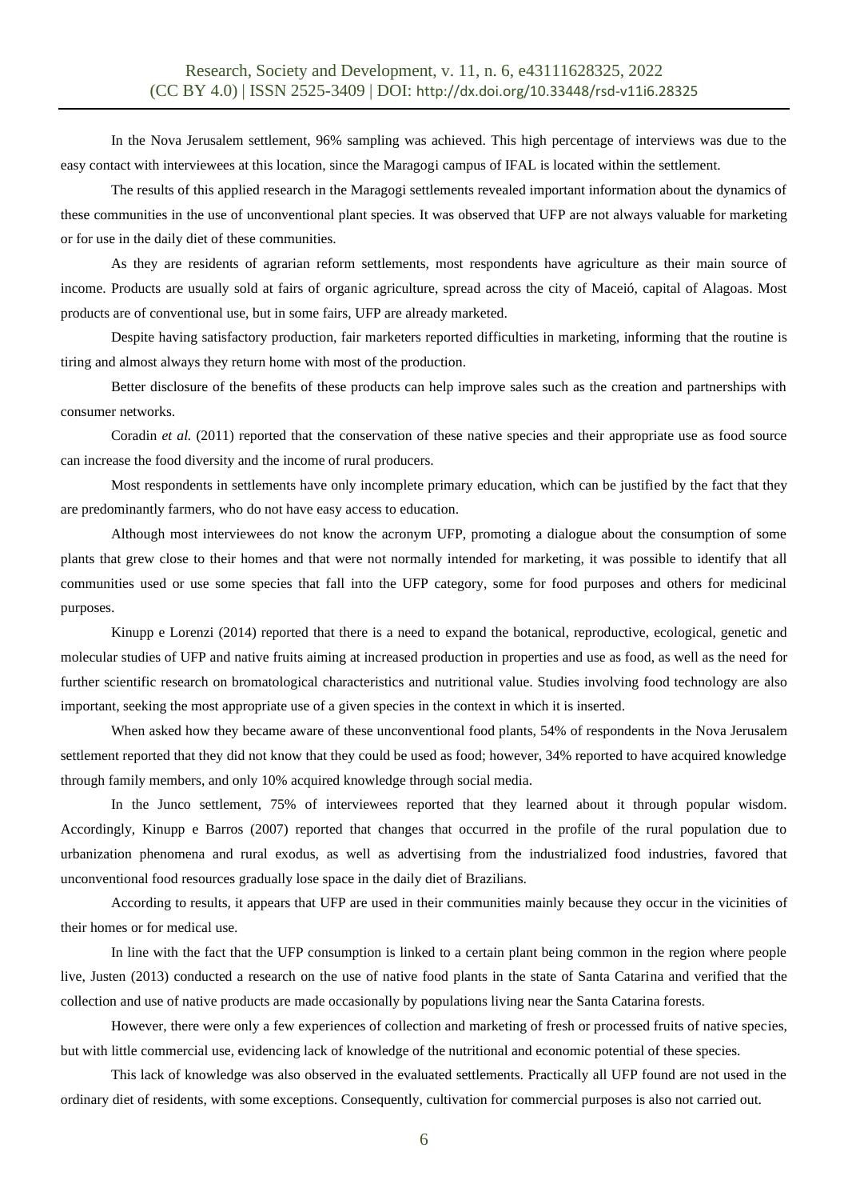In the Nova Jerusalem settlement, 96% sampling was achieved. This high percentage of interviews was due to the easy contact with interviewees at this location, since the Maragogi campus of IFAL is located within the settlement.

The results of this applied research in the Maragogi settlements revealed important information about the dynamics of these communities in the use of unconventional plant species. It was observed that UFP are not always valuable for marketing or for use in the daily diet of these communities.

As they are residents of agrarian reform settlements, most respondents have agriculture as their main source of income. Products are usually sold at fairs of organic agriculture, spread across the city of Maceió, capital of Alagoas. Most products are of conventional use, but in some fairs, UFP are already marketed.

Despite having satisfactory production, fair marketers reported difficulties in marketing, informing that the routine is tiring and almost always they return home with most of the production.

Better disclosure of the benefits of these products can help improve sales such as the creation and partnerships with consumer networks.

Coradin *et al.* (2011) reported that the conservation of these native species and their appropriate use as food source can increase the food diversity and the income of rural producers.

Most respondents in settlements have only incomplete primary education, which can be justified by the fact that they are predominantly farmers, who do not have easy access to education.

Although most interviewees do not know the acronym UFP, promoting a dialogue about the consumption of some plants that grew close to their homes and that were not normally intended for marketing, it was possible to identify that all communities used or use some species that fall into the UFP category, some for food purposes and others for medicinal purposes.

Kinupp e Lorenzi (2014) reported that there is a need to expand the botanical, reproductive, ecological, genetic and molecular studies of UFP and native fruits aiming at increased production in properties and use as food, as well as the need for further scientific research on bromatological characteristics and nutritional value. Studies involving food technology are also important, seeking the most appropriate use of a given species in the context in which it is inserted.

When asked how they became aware of these unconventional food plants, 54% of respondents in the Nova Jerusalem settlement reported that they did not know that they could be used as food; however, 34% reported to have acquired knowledge through family members, and only 10% acquired knowledge through social media.

In the Junco settlement, 75% of interviewees reported that they learned about it through popular wisdom. Accordingly, Kinupp e Barros (2007) reported that changes that occurred in the profile of the rural population due to urbanization phenomena and rural exodus, as well as advertising from the industrialized food industries, favored that unconventional food resources gradually lose space in the daily diet of Brazilians.

According to results, it appears that UFP are used in their communities mainly because they occur in the vicinities of their homes or for medical use.

In line with the fact that the UFP consumption is linked to a certain plant being common in the region where people live, Justen (2013) conducted a research on the use of native food plants in the state of Santa Catarina and verified that the collection and use of native products are made occasionally by populations living near the Santa Catarina forests.

However, there were only a few experiences of collection and marketing of fresh or processed fruits of native species, but with little commercial use, evidencing lack of knowledge of the nutritional and economic potential of these species.

This lack of knowledge was also observed in the evaluated settlements. Practically all UFP found are not used in the ordinary diet of residents, with some exceptions. Consequently, cultivation for commercial purposes is also not carried out.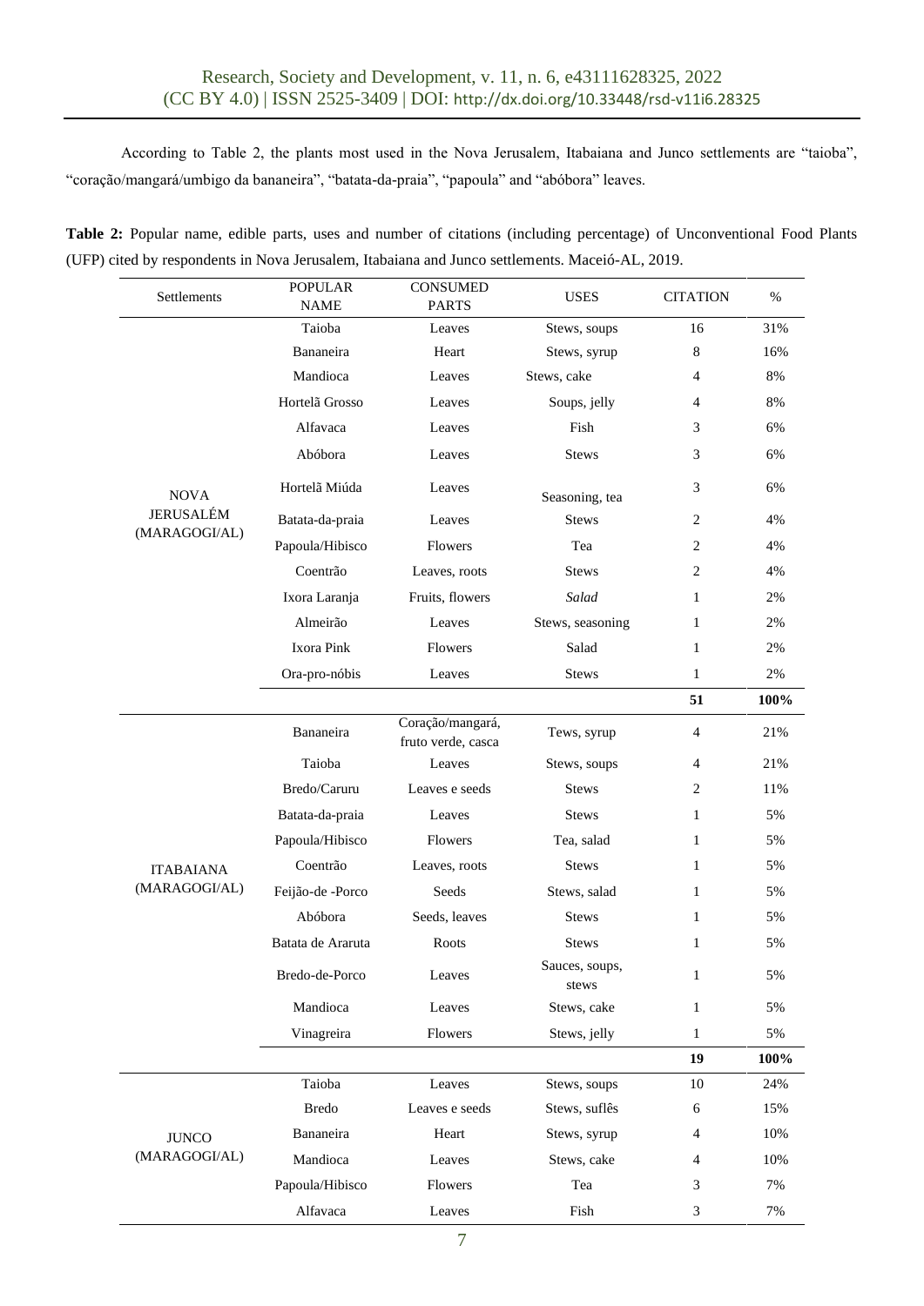According to Table 2, the plants most used in the Nova Jerusalem, Itabaiana and Junco settlements are "taioba", "coração/mangará/umbigo da bananeira", "batata-da-praia", "papoula" and "abóbora" leaves.

**Table 2:** Popular name, edible parts, uses and number of citations (including percentage) of Unconventional Food Plants (UFP) cited by respondents in Nova Jerusalem, Itabaiana and Junco settlements. Maceió-AL, 2019.

| Settlements | POPULAR NAME | CONSUMED PARTS | USES | CITATION | % |
|---|---|---|---|---|---|
| NOVA JERUSALÉM (MARAGOGI/AL) | Taioba | Leaves | Stews, soups | 16 | 31% |
| | Bananeira | Heart | Stews, syrup | 8 | 16% |
| | Mandioca | Leaves | Stews, cake | 4 | 8% |
| | Hortelã Grosso | Leaves | Soups, jelly | 4 | 8% |
| | Alfavaca | Leaves | Fish | 3 | 6% |
| | Abóbora | Leaves | Stews | 3 | 6% |
| | Hortelã Miúda | Leaves | Seasoning, tea | 3 | 6% |
| | Batata-da-praia | Leaves | Stews | 2 | 4% |
| | Papoula/Hibisco | Flowers | Tea | 2 | 4% |
| | Coentrão | Leaves, roots | Stews | 2 | 4% |
| | Ixora Laranja | Fruits, flowers | *Salad* | 1 | 2% |
| | Almeirão | Leaves | Stews, seasoning | 1 | 2% |
| | Ixora Pink | Flowers | Salad | 1 | 2% |
| | Ora-pro-nóbis | Leaves | Stews | 1 | 2% |
| | | | | **51** | **100%** |
| ITABAIANA (MARAGOGI/AL) | Bananeira | Coração/mangará, fruto verde, casca | Tews, syrup | 4 | 21% |
| | Taioba | Leaves | Stews, soups | 4 | 21% |
| | Bredo/Caruru | Leaves e seeds | Stews | 2 | 11% |
| | Batata-da-praia | Leaves | Stews | 1 | 5% |
| | Papoula/Hibisco | Flowers | Tea, salad | 1 | 5% |
| | Coentrão | Leaves, roots | Stews | 1 | 5% |
| | Feijão-de -Porco | Seeds | Stews, salad | 1 | 5% |
| | Abóbora | Seeds, leaves | Stews | 1 | 5% |
| | Batata de Araruta | Roots | Stews | 1 | 5% |
| | Bredo-de-Porco | Leaves | Sauces, soups, stews | 1 | 5% |
| | Mandioca | Leaves | Stews, cake | 1 | 5% |
| | Vinagreira | Flowers | Stews, jelly | 1 | 5% |
| | | | | **19** | **100%** |
| JUNCO (MARAGOGI/AL) | Taioba | Leaves | Stews, soups | 10 | 24% |
| | Bredo | Leaves e seeds | Stews, suflês | 6 | 15% |
| | Bananeira | Heart | Stews, syrup | 4 | 10% |
| | Mandioca | Leaves | Stews, cake | 4 | 10% |
| | Papoula/Hibisco | Flowers | Tea | 3 | 7% |
| | Alfavaca | Leaves | Fish | 3 | 7% |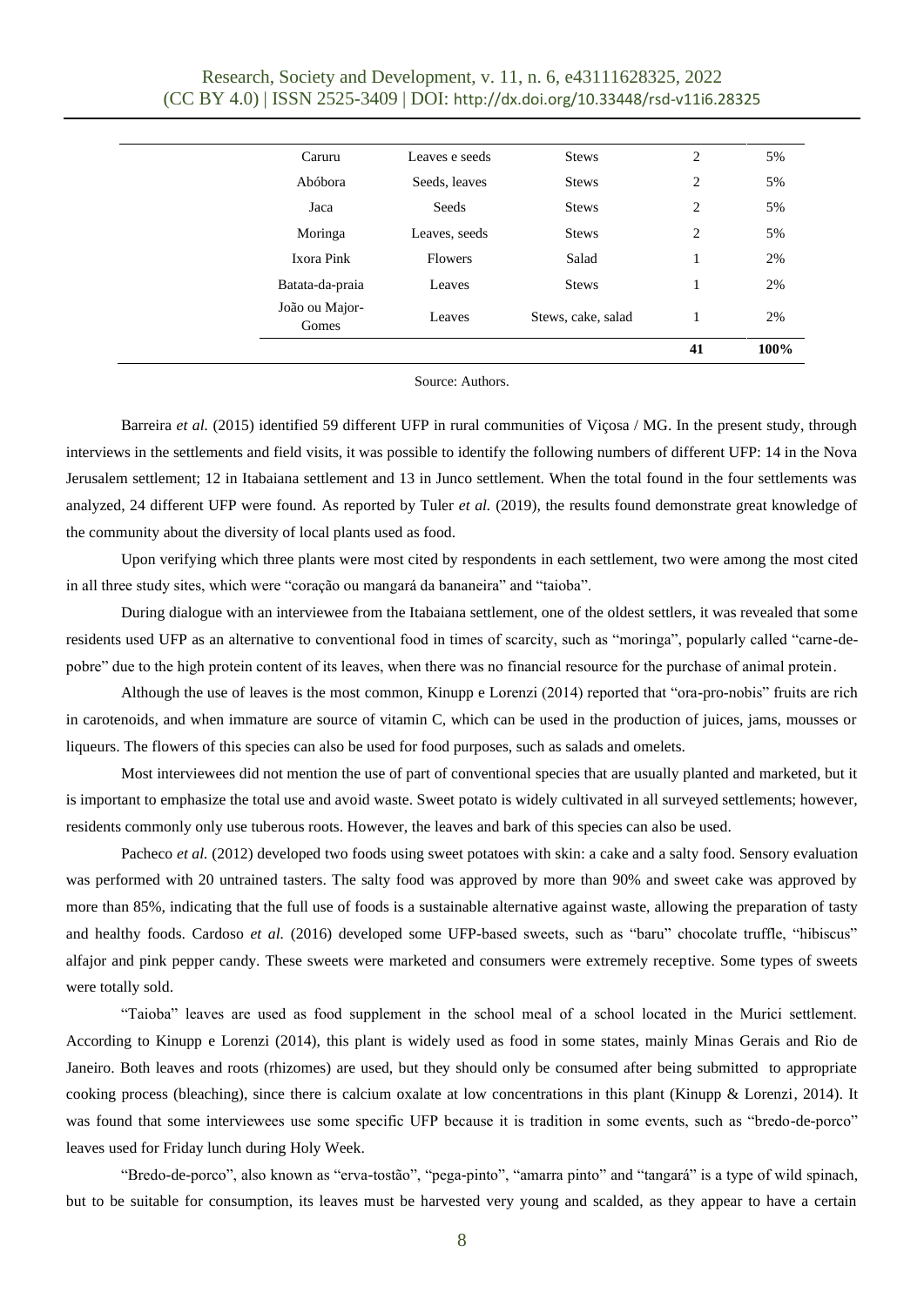| | | | | |
|---|---|---|---|---|
| Caruru | Leaves e seeds | Stews | 2 | 5% |
| Abóbora | Seeds, leaves | Stews | 2 | 5% |
| Jaca | Seeds | Stews | 2 | 5% |
| Moringa | Leaves, seeds | Stews | 2 | 5% |
| Ixora Pink | Flowers | Salad | 1 | 2% |
| Batata-da-praia | Leaves | Stews | 1 | 2% |
| João ou Major-Gomes | Leaves | Stews, cake, salad | 1 | 2% |
| | | | **41** | **100%** |

Source: Authors.

Barreira *et al.* (2015) identified 59 different UFP in rural communities of Viçosa / MG. In the present study, through interviews in the settlements and field visits, it was possible to identify the following numbers of different UFP: 14 in the Nova Jerusalem settlement; 12 in Itabaiana settlement and 13 in Junco settlement. When the total found in the four settlements was analyzed, 24 different UFP were found. As reported by Tuler *et al.* (2019), the results found demonstrate great knowledge of the community about the diversity of local plants used as food.

Upon verifying which three plants were most cited by respondents in each settlement, two were among the most cited in all three study sites, which were "coração ou mangará da bananeira" and "taioba".

During dialogue with an interviewee from the Itabaiana settlement, one of the oldest settlers, it was revealed that some residents used UFP as an alternative to conventional food in times of scarcity, such as "moringa", popularly called "carne-de-pobre" due to the high protein content of its leaves, when there was no financial resource for the purchase of animal protein.

Although the use of leaves is the most common, Kinupp e Lorenzi (2014) reported that "ora-pro-nobis" fruits are rich in carotenoids, and when immature are source of vitamin C, which can be used in the production of juices, jams, mousses or liqueurs. The flowers of this species can also be used for food purposes, such as salads and omelets.

Most interviewees did not mention the use of part of conventional species that are usually planted and marketed, but it is important to emphasize the total use and avoid waste. Sweet potato is widely cultivated in all surveyed settlements; however, residents commonly only use tuberous roots. However, the leaves and bark of this species can also be used.

Pacheco *et al.* (2012) developed two foods using sweet potatoes with skin: a cake and a salty food. Sensory evaluation was performed with 20 untrained tasters. The salty food was approved by more than 90% and sweet cake was approved by more than 85%, indicating that the full use of foods is a sustainable alternative against waste, allowing the preparation of tasty and healthy foods. Cardoso *et al.* (2016) developed some UFP-based sweets, such as "baru" chocolate truffle, "hibiscus" alfajor and pink pepper candy. These sweets were marketed and consumers were extremely receptive. Some types of sweets were totally sold.

"Taioba" leaves are used as food supplement in the school meal of a school located in the Murici settlement. According to Kinupp e Lorenzi (2014), this plant is widely used as food in some states, mainly Minas Gerais and Rio de Janeiro. Both leaves and roots (rhizomes) are used, but they should only be consumed after being submitted to appropriate cooking process (bleaching), since there is calcium oxalate at low concentrations in this plant (Kinupp & Lorenzi, 2014). It was found that some interviewees use some specific UFP because it is tradition in some events, such as "bredo-de-porco" leaves used for Friday lunch during Holy Week.

"Bredo-de-porco", also known as "erva-tostão", "pega-pinto", "amarra pinto" and "tangará" is a type of wild spinach, but to be suitable for consumption, its leaves must be harvested very young and scalded, as they appear to have a certain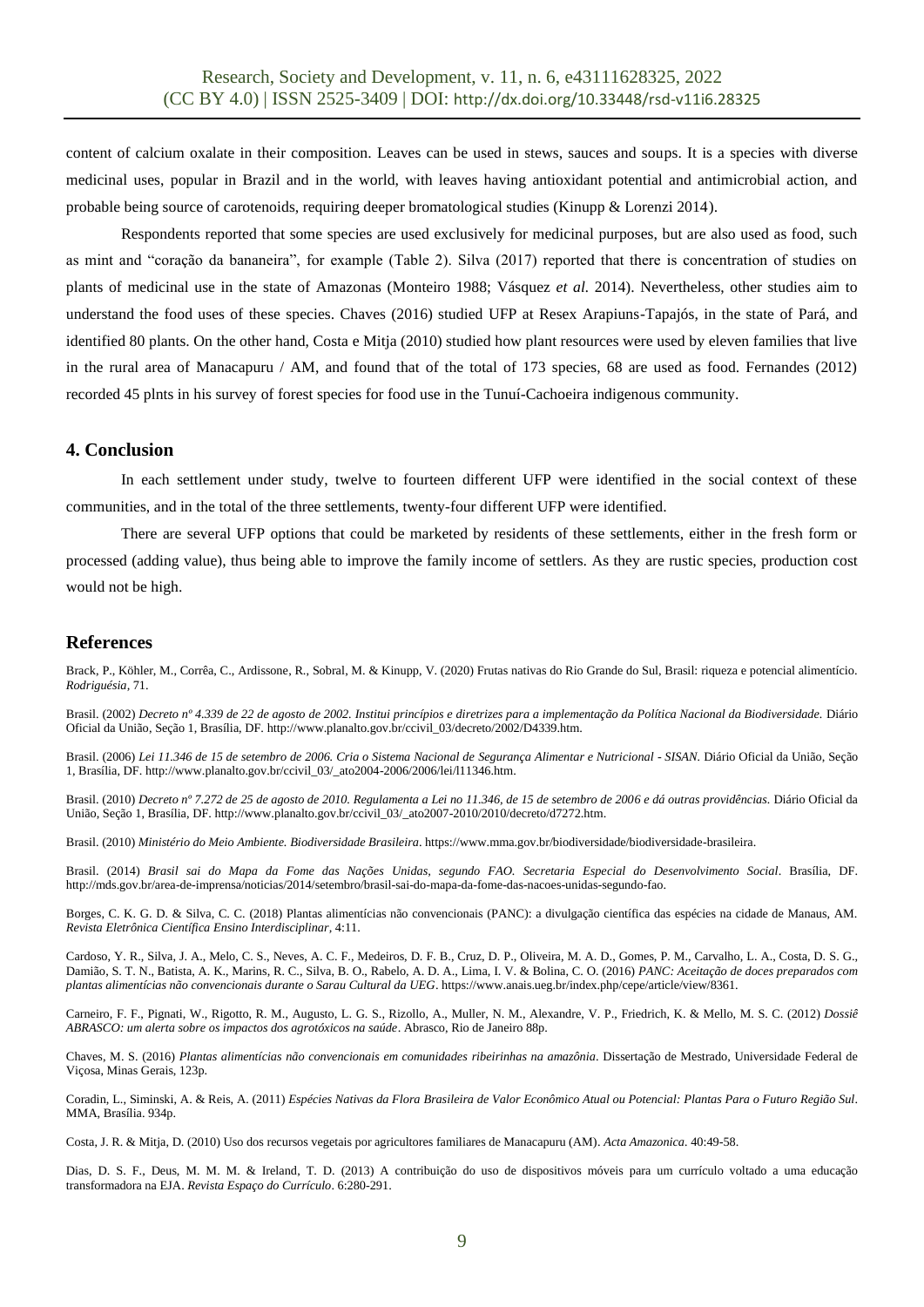content of calcium oxalate in their composition. Leaves can be used in stews, sauces and soups. It is a species with diverse medicinal uses, popular in Brazil and in the world, with leaves having antioxidant potential and antimicrobial action, and probable being source of carotenoids, requiring deeper bromatological studies (Kinupp & Lorenzi 2014).

Respondents reported that some species are used exclusively for medicinal purposes, but are also used as food, such as mint and "coração da bananeira", for example (Table 2). Silva (2017) reported that there is concentration of studies on plants of medicinal use in the state of Amazonas (Monteiro 1988; Vásquez *et al.* 2014). Nevertheless, other studies aim to understand the food uses of these species. Chaves (2016) studied UFP at Resex Arapiuns-Tapajós, in the state of Pará, and identified 80 plants. On the other hand, Costa e Mitja (2010) studied how plant resources were used by eleven families that live in the rural area of Manacapuru / AM, and found that of the total of 173 species, 68 are used as food. Fernandes (2012) recorded 45 plnts in his survey of forest species for food use in the Tunuí-Cachoeira indigenous community.

## 4. Conclusion

In each settlement under study, twelve to fourteen different UFP were identified in the social context of these communities, and in the total of the three settlements, twenty-four different UFP were identified.

There are several UFP options that could be marketed by residents of these settlements, either in the fresh form or processed (adding value), thus being able to improve the family income of settlers. As they are rustic species, production cost would not be high.

## References

Brack, P., Köhler, M., Corrêa, C., Ardissone, R., Sobral, M. & Kinupp, V. (2020) Frutas nativas do Rio Grande do Sul, Brasil: riqueza e potencial alimentício. *Rodriguésia*, 71.

Brasil. (2002) *Decreto nº 4.339 de 22 de agosto de 2002. Institui princípios e diretrizes para a implementação da Política Nacional da Biodiversidade.* Diário Oficial da União, Seção 1, Brasília, DF. http://www.planalto.gov.br/ccivil_03/decreto/2002/D4339.htm.

Brasil. (2006) *Lei 11.346 de 15 de setembro de 2006. Cria o Sistema Nacional de Segurança Alimentar e Nutricional - SISAN.* Diário Oficial da União, Seção 1, Brasília, DF. http://www.planalto.gov.br/ccivil_03/_ato2004-2006/2006/lei/l11346.htm.

Brasil. (2010) *Decreto nº 7.272 de 25 de agosto de 2010. Regulamenta a Lei no 11.346, de 15 de setembro de 2006 e dá outras providências.* Diário Oficial da União, Seção 1, Brasília, DF. http://www.planalto.gov.br/ccivil_03/_ato2007-2010/2010/decreto/d7272.htm.

Brasil. (2010) *Ministério do Meio Ambiente. Biodiversidade Brasileira*. https://www.mma.gov.br/biodiversidade/biodiversidade-brasileira.

Brasil. (2014) *Brasil sai do Mapa da Fome das Nações Unidas, segundo FAO. Secretaria Especial do Desenvolvimento Social*. Brasília, DF. http://mds.gov.br/area-de-imprensa/noticias/2014/setembro/brasil-sai-do-mapa-da-fome-das-nacoes-unidas-segundo-fao.

Borges, C. K. G. D. & Silva, C. C. (2018) Plantas alimentícias não convencionais (PANC): a divulgação científica das espécies na cidade de Manaus, AM. *Revista Eletrônica Científica Ensino Interdisciplinar*, 4:11.

Cardoso, Y. R., Silva, J. A., Melo, C. S., Neves, A. C. F., Medeiros, D. F. B., Cruz, D. P., Oliveira, M. A. D., Gomes, P. M., Carvalho, L. A., Costa, D. S. G., Damião, S. T. N., Batista, A. K., Marins, R. C., Silva, B. O., Rabelo, A. D. A., Lima, I. V. & Bolina, C. O. (2016) *PANC: Aceitação de doces preparados com plantas alimentícias não convencionais durante o Sarau Cultural da UEG*. https://www.anais.ueg.br/index.php/cepe/article/view/8361.

Carneiro, F. F., Pignati, W., Rigotto, R. M., Augusto, L. G. S., Rizollo, A., Muller, N. M., Alexandre, V. P., Friedrich, K. & Mello, M. S. C. (2012) *Dossiê ABRASCO: um alerta sobre os impactos dos agrotóxicos na saúde*. Abrasco, Rio de Janeiro 88p.

Chaves, M. S. (2016) *Plantas alimentícias não convencionais em comunidades ribeirinhas na amazônia*. Dissertação de Mestrado, Universidade Federal de Viçosa, Minas Gerais, 123p.

Coradin, L., Siminski, A. & Reis, A. (2011) *Espécies Nativas da Flora Brasileira de Valor Econômico Atual ou Potencial: Plantas Para o Futuro Região Sul*. MMA, Brasília. 934p.

Costa, J. R. & Mitja, D. (2010) Uso dos recursos vegetais por agricultores familiares de Manacapuru (AM). *Acta Amazonica*. 40:49-58.

Dias, D. S. F., Deus, M. M. M. & Ireland, T. D. (2013) A contribuição do uso de dispositivos móveis para um currículo voltado a uma educação transformadora na EJA. *Revista Espaço do Currículo*. 6:280-291.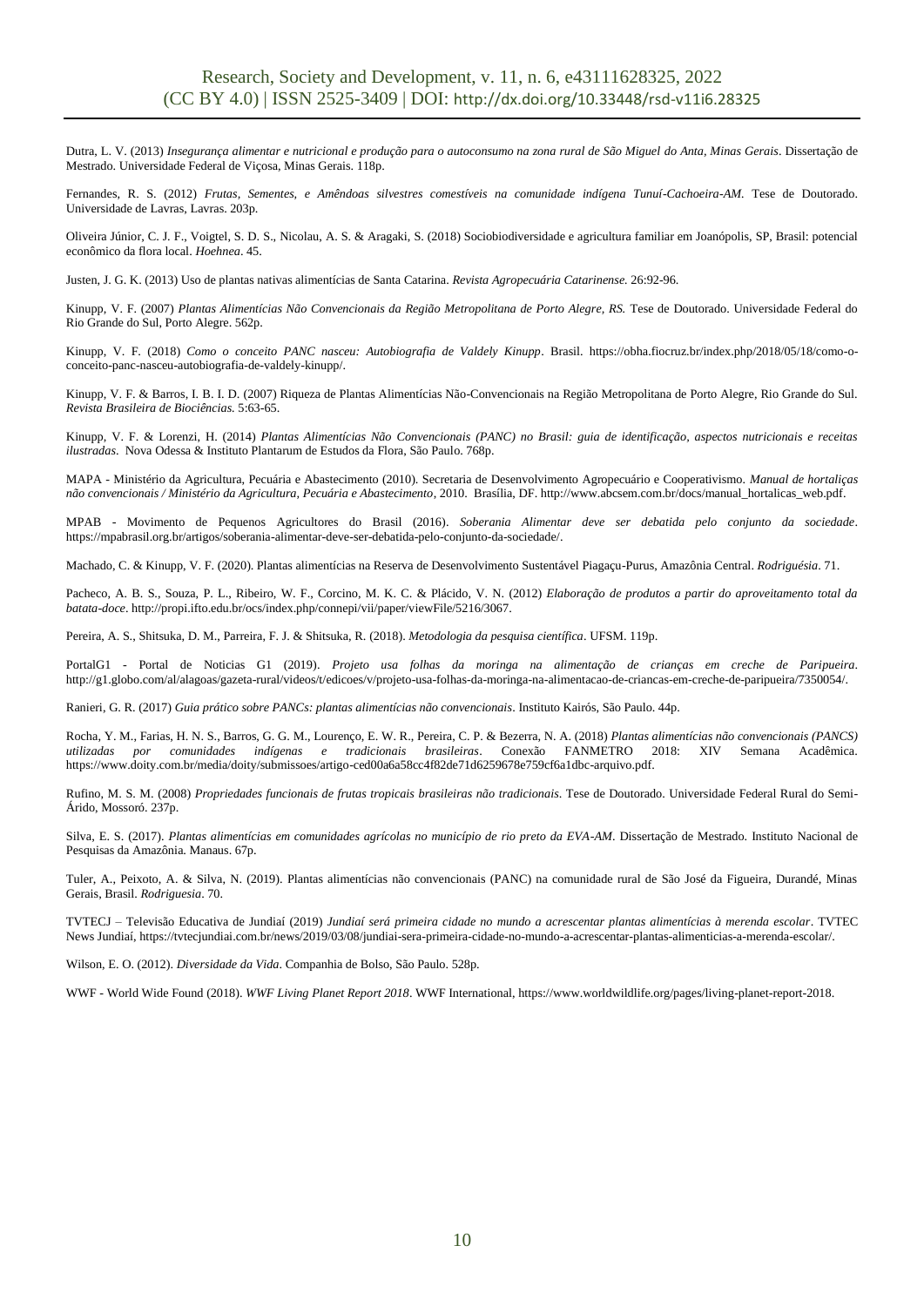Dutra, L. V. (2013) *Insegurança alimentar e nutricional e produção para o autoconsumo na zona rural de São Miguel do Anta, Minas Gerais*. Dissertação de Mestrado. Universidade Federal de Viçosa, Minas Gerais. 118p.

Fernandes, R. S. (2012) *Frutas, Sementes, e Amêndoas silvestres comestíveis na comunidade indígena Tunuí-Cachoeira-AM.* Tese de Doutorado. Universidade de Lavras, Lavras. 203p.

Oliveira Júnior, C. J. F., Voigtel, S. D. S., Nicolau, A. S. & Aragaki, S. (2018) Sociobiodiversidade e agricultura familiar em Joanópolis, SP, Brasil: potencial econômico da flora local. *Hoehnea*. 45.

Justen, J. G. K. (2013) Uso de plantas nativas alimentícias de Santa Catarina. *Revista Agropecuária Catarinense.* 26:92-96.

Kinupp, V. F. (2007) *Plantas Alimentícias Não Convencionais da Região Metropolitana de Porto Alegre, RS.* Tese de Doutorado. Universidade Federal do Rio Grande do Sul, Porto Alegre. 562p.

Kinupp, V. F. (2018) *Como o conceito PANC nasceu: Autobiografia de Valdely Kinupp*. Brasil. https://obha.fiocruz.br/index.php/2018/05/18/como-o-conceito-panc-nasceu-autobiografia-de-valdely-kinupp/.

Kinupp, V. F. & Barros, I. B. I. D. (2007) Riqueza de Plantas Alimentícias Não-Convencionais na Região Metropolitana de Porto Alegre, Rio Grande do Sul. *Revista Brasileira de Biociências.* 5:63-65.

Kinupp, V. F. & Lorenzi, H. (2014) *Plantas Alimentícias Não Convencionais (PANC) no Brasil: guia de identificação, aspectos nutricionais e receitas ilustradas*. Nova Odessa & Instituto Plantarum de Estudos da Flora, São Paulo. 768p.

MAPA - Ministério da Agricultura, Pecuária e Abastecimento (2010). Secretaria de Desenvolvimento Agropecuário e Cooperativismo. *Manual de hortaliças não convencionais / Ministério da Agricultura, Pecuária e Abastecimento*, 2010. Brasília, DF. http://www.abcsem.com.br/docs/manual_hortalicas_web.pdf.

MPAB - Movimento de Pequenos Agricultores do Brasil (2016). *Soberania Alimentar deve ser debatida pelo conjunto da sociedade*. https://mpabrasil.org.br/artigos/soberania-alimentar-deve-ser-debatida-pelo-conjunto-da-sociedade/.

Machado, C. & Kinupp, V. F. (2020). Plantas alimentícias na Reserva de Desenvolvimento Sustentável Piagaçu-Purus, Amazônia Central. *Rodriguésia*. 71.

Pacheco, A. B. S., Souza, P. L., Ribeiro, W. F., Corcino, M. K. C. & Plácido, V. N. (2012) *Elaboração de produtos a partir do aproveitamento total da batata-doce*. http://propi.ifto.edu.br/ocs/index.php/connepi/vii/paper/viewFile/5216/3067.

Pereira, A. S., Shitsuka, D. M., Parreira, F. J. & Shitsuka, R. (2018). *Metodologia da pesquisa científica*. UFSM. 119p.

PortalG1 - Portal de Noticias G1 (2019). *Projeto usa folhas da moringa na alimentação de crianças em creche de Paripueira*. http://g1.globo.com/al/alagoas/gazeta-rural/videos/t/edicoes/v/projeto-usa-folhas-da-moringa-na-alimentacao-de-criancas-em-creche-de-paripueira/7350054/.

Ranieri, G. R. (2017) *Guia prático sobre PANCs: plantas alimentícias não convencionais*. Instituto Kairós, São Paulo. 44p.

Rocha, Y. M., Farias, H. N. S., Barros, G. G. M., Lourenço, E. W. R., Pereira, C. P. & Bezerra, N. A. (2018) *Plantas alimentícias não convencionais (PANCS) utilizadas por comunidades indígenas e tradicionais brasileiras*. Conexão FANMETRO 2018: XIV Semana Acadêmica. https://www.doity.com.br/media/doity/submissoes/artigo-ced00a6a58cc4f82de71d6259678e759cf6a1dbc-arquivo.pdf.

Rufino, M. S. M. (2008) *Propriedades funcionais de frutas tropicais brasileiras não tradicionais*. Tese de Doutorado. Universidade Federal Rural do Semi-Árido, Mossoró. 237p.

Silva, E. S. (2017). *Plantas alimentícias em comunidades agrícolas no município de rio preto da EVA-AM*. Dissertação de Mestrado. Instituto Nacional de Pesquisas da Amazônia. Manaus. 67p.

Tuler, A., Peixoto, A. & Silva, N. (2019). Plantas alimentícias não convencionais (PANC) na comunidade rural de São José da Figueira, Durandé, Minas Gerais, Brasil. *Rodriguesia*. 70.

TVTECJ – Televisão Educativa de Jundiaí (2019) *Jundiaí será primeira cidade no mundo a acrescentar plantas alimentícias à merenda escolar*. TVTEC News Jundiaí, https://tvtecjundiai.com.br/news/2019/03/08/jundiai-sera-primeira-cidade-no-mundo-a-acrescentar-plantas-alimenticias-a-merenda-escolar/.

Wilson, E. O. (2012). *Diversidade da Vida*. Companhia de Bolso, São Paulo. 528p.

WWF - World Wide Found (2018). *WWF Living Planet Report 2018*. WWF International, https://www.worldwildlife.org/pages/living-planet-report-2018.